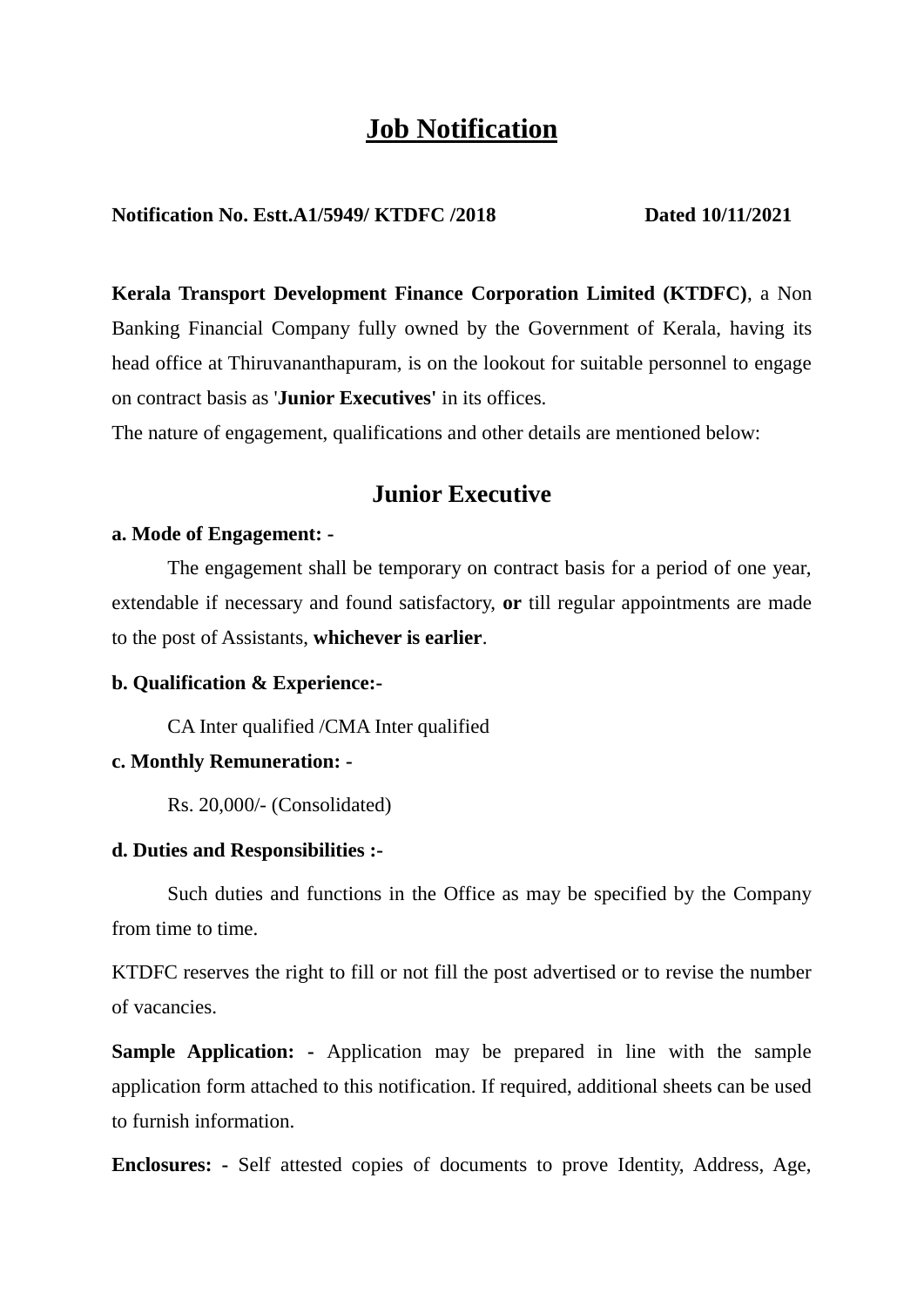# Job Notification

**Notification No. Estt.A1/5949/ KTDFC /2018** **Dated 10/11/2021**

**Kerala Transport Development Finance Corporation Limited (KTDFC)**, a Non Banking Financial Company fully owned by the Government of Kerala, having its head office at Thiruvananthapuram, is on the lookout for suitable personnel to engage on contract basis as '**Junior Executives'** in its offices.

The nature of engagement, qualifications and other details are mentioned below:

## Junior Executive

**a. Mode of Engagement: -**

The engagement shall be temporary on contract basis for a period of one year, extendable if necessary and found satisfactory, **or** till regular appointments are made to the post of Assistants, **whichever is earlier**.

**b. Qualification & Experience:-**

CA Inter qualified /CMA Inter qualified

**c. Monthly Remuneration: -**

Rs. 20,000/- (Consolidated)

**d. Duties and Responsibilities :-**

Such duties and functions in the Office as may be specified by the Company from time to time.

KTDFC reserves the right to fill or not fill the post advertised or to revise the number of vacancies.

**Sample Application: -** Application may be prepared in line with the sample application form attached to this notification. If required, additional sheets can be used to furnish information.

**Enclosures: -** Self attested copies of documents to prove Identity, Address, Age,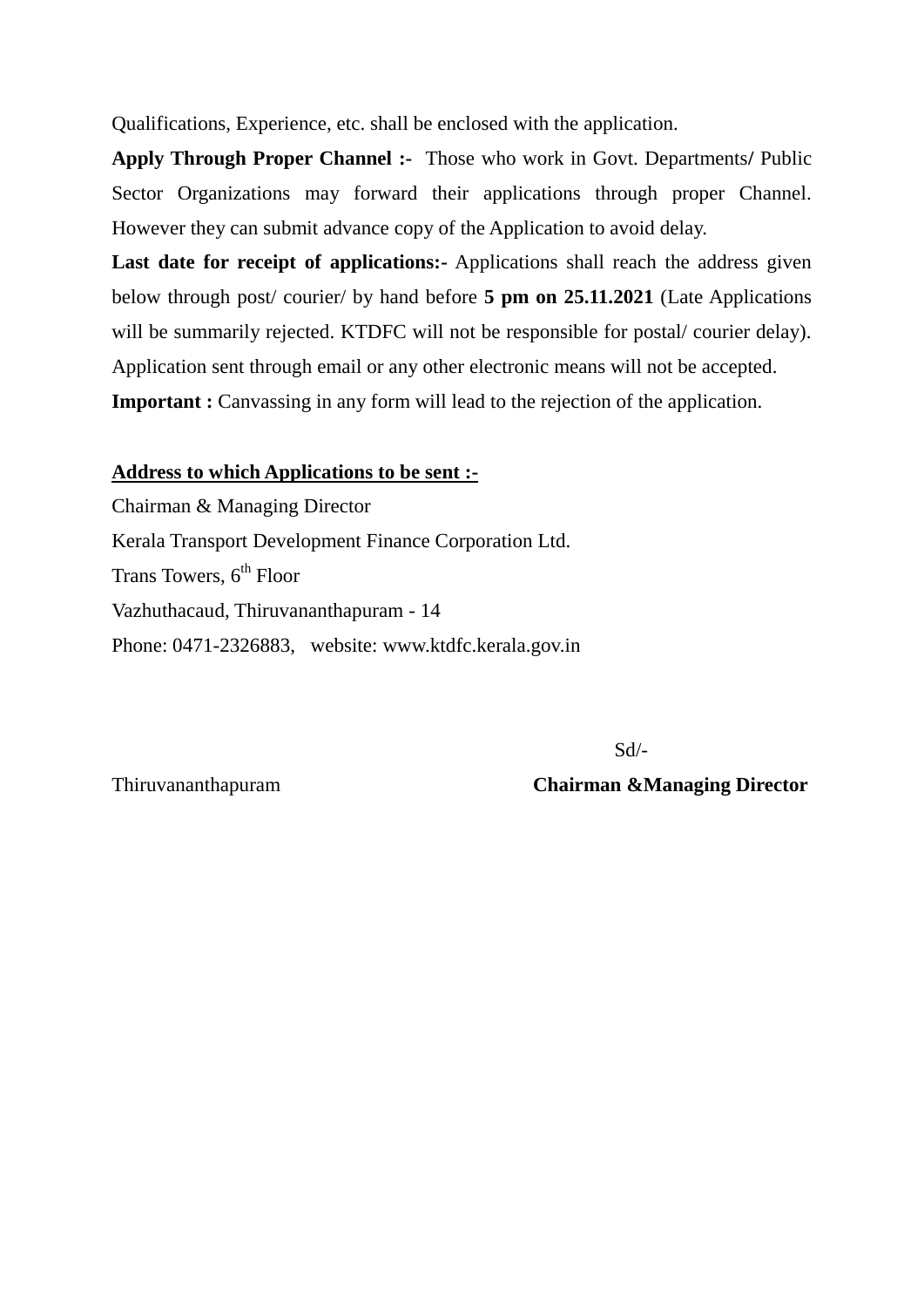Qualifications, Experience, etc. shall be enclosed with the application.

**Apply Through Proper Channel :-** Those who work in Govt. Departments**/** Public Sector Organizations may forward their applications through proper Channel. However they can submit advance copy of the Application to avoid delay.

**Last date for receipt of applications:-** Applications shall reach the address given below through post/ courier/ by hand before **5 pm on 25.11.2021** (Late Applications will be summarily rejected. KTDFC will not be responsible for postal/ courier delay). Application sent through email or any other electronic means will not be accepted.

**Important :** Canvassing in any form will lead to the rejection of the application.

**Address to which Applications to be sent :-**

Chairman & Managing Director
Kerala Transport Development Finance Corporation Ltd.
Trans Towers, 6th Floor
Vazhuthacaud, Thiruvananthapuram - 14
Phone: 0471-2326883, website: www.ktdfc.kerala.gov.in

Sd/-

Thiruvananthapuram **Chairman &Managing Director**